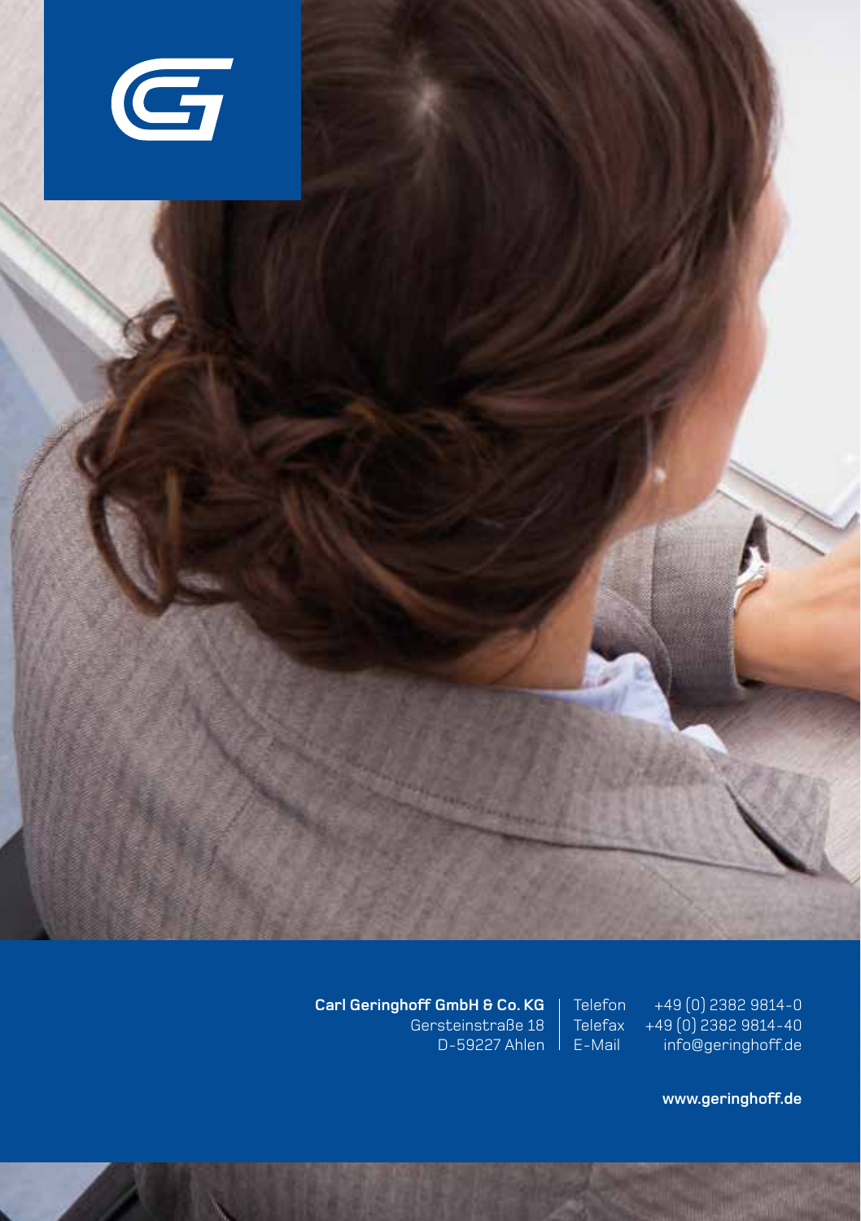**Carl Geringhoff GmbH & Co. KG**
Gersteinstraße 18
D-59227 Ahlen

Telefon +49 (0) 2382 9814-0
Telefax +49 (0) 2382 9814-40
E-Mail info@geringhoff.de

**www.geringhoff.de**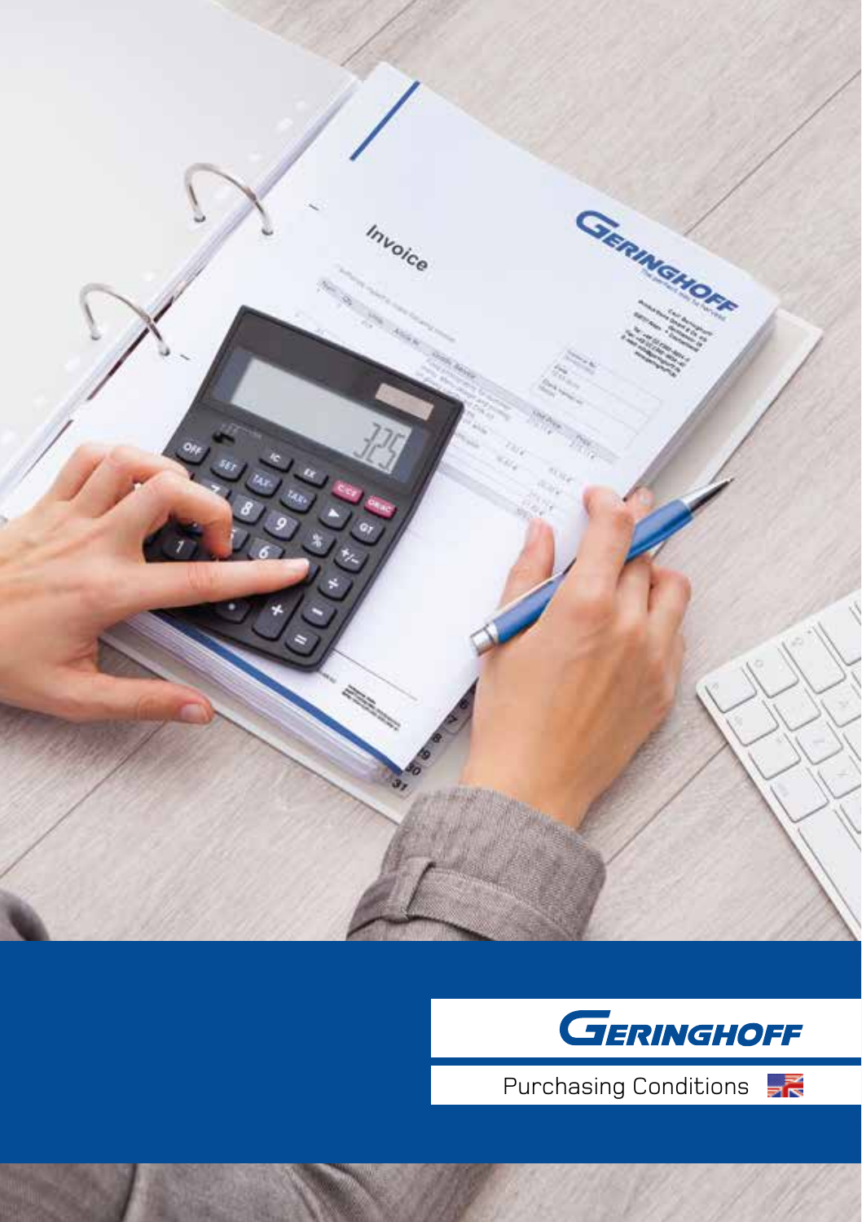# GERINGHOFF

Purchasing Conditions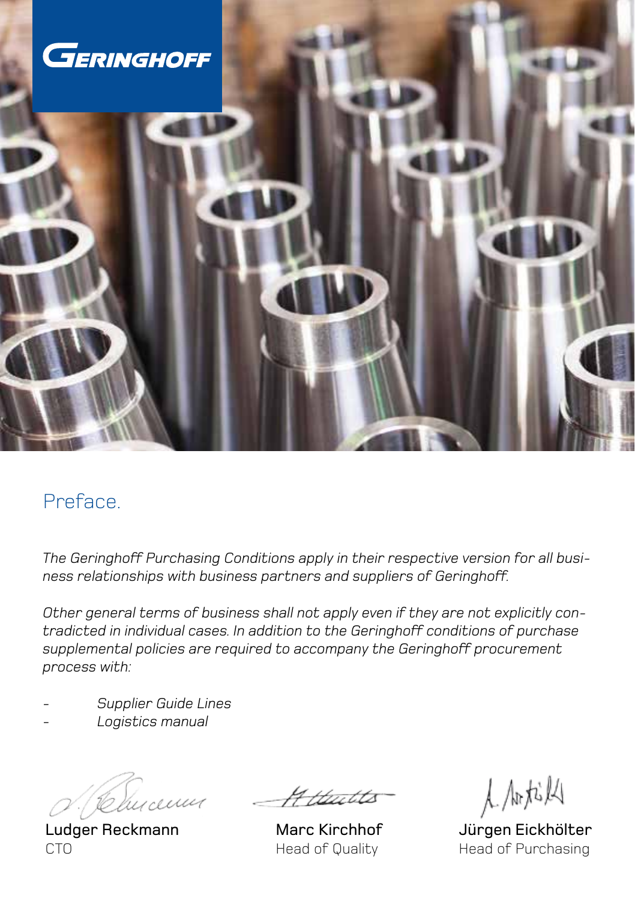GERINGHOFF

# Preface.

*The Geringhoff Purchasing Conditions apply in their respective version for all business relationships with business partners and suppliers of Geringhoff.*

*Other general terms of business shall not apply even if they are not explicitly contradicted in individual cases. In addition to the Geringhoff conditions of purchase supplemental policies are required to accompany the Geringhoff procurement process with:*

- *Supplier Guide Lines*
- *Logistics manual*

| Ludger Reckmann | Marc Kirchhof | Jürgen Eickhölter |
|---|---|---|
| CTO | Head of Quality | Head of Purchasing |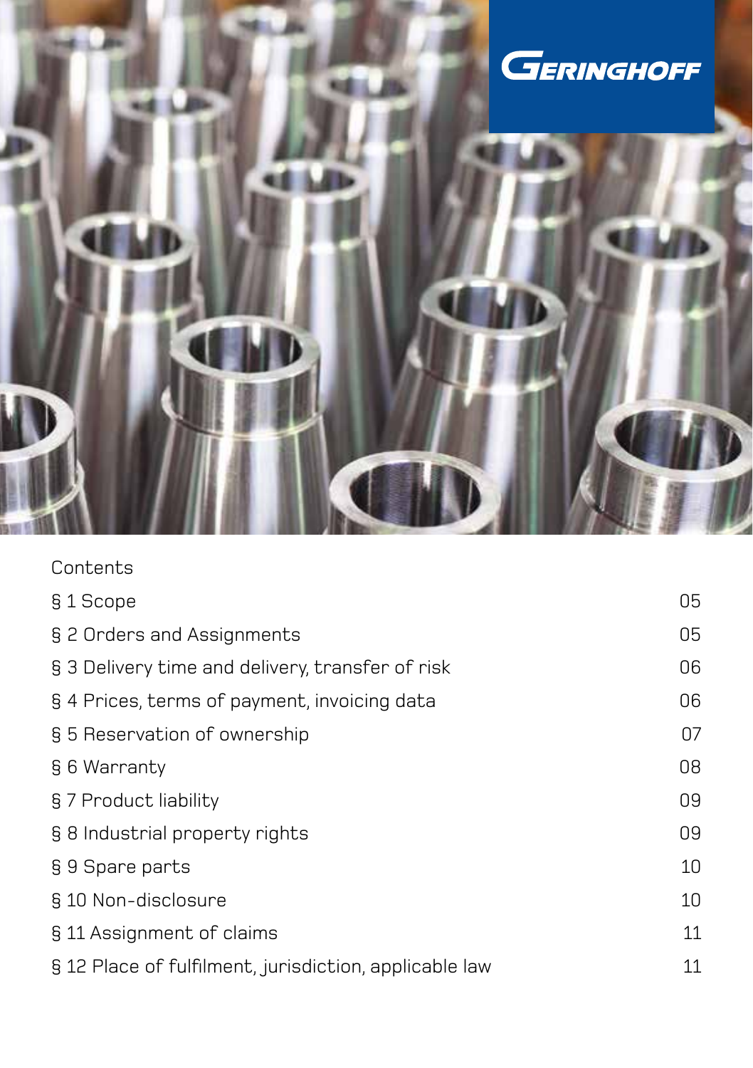GERINGHOFF

## Contents

| | |
|---|---|
| § 1 Scope | 05 |
| § 2 Orders and Assignments | 05 |
| § 3 Delivery time and delivery, transfer of risk | 06 |
| § 4 Prices, terms of payment, invoicing data | 06 |
| § 5 Reservation of ownership | 07 |
| § 6 Warranty | 08 |
| § 7 Product liability | 09 |
| § 8 Industrial property rights | 09 |
| § 9 Spare parts | 10 |
| § 10 Non-disclosure | 10 |
| § 11 Assignment of claims | 11 |
| § 12 Place of fulfilment, jurisdiction, applicable law | 11 |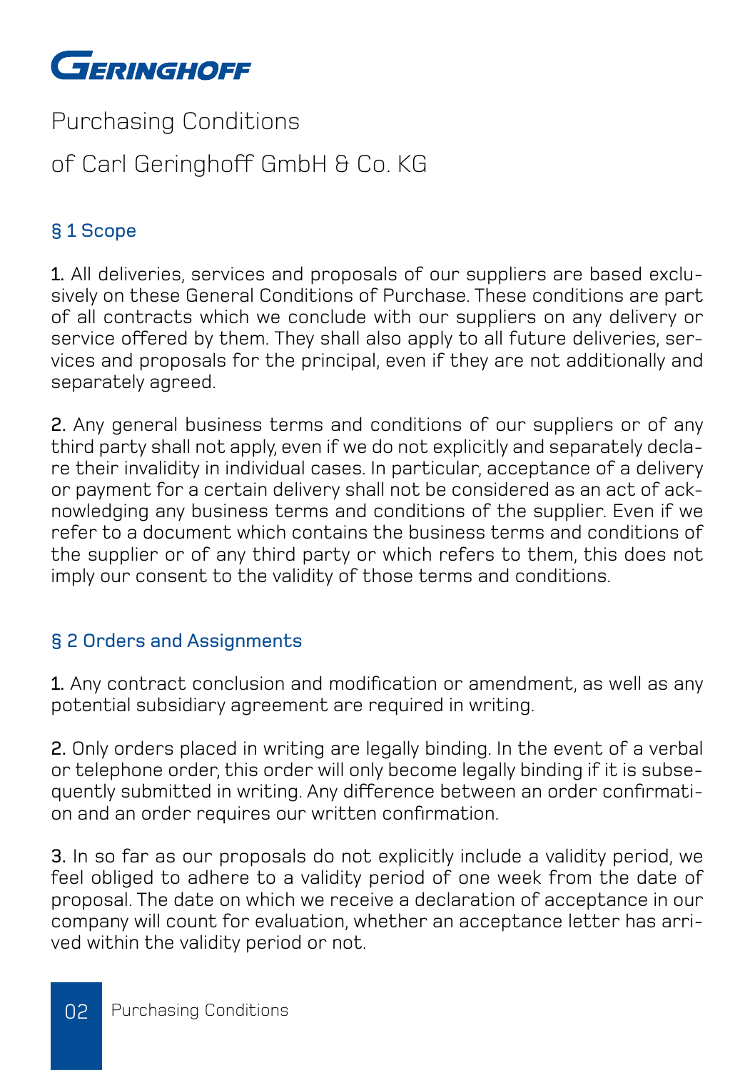# GERINGHOFF

Purchasing Conditions

of Carl Geringhoff GmbH & Co. KG

## § 1 Scope

**1.** All deliveries, services and proposals of our suppliers are based exclusively on these General Conditions of Purchase. These conditions are part of all contracts which we conclude with our suppliers on any delivery or service offered by them. They shall also apply to all future deliveries, services and proposals for the principal, even if they are not additionally and separately agreed.

**2.** Any general business terms and conditions of our suppliers or of any third party shall not apply, even if we do not explicitly and separately declare their invalidity in individual cases. In particular, acceptance of a delivery or payment for a certain delivery shall not be considered as an act of acknowledging any business terms and conditions of the supplier. Even if we refer to a document which contains the business terms and conditions of the supplier or of any third party or which refers to them, this does not imply our consent to the validity of those terms and conditions.

## § 2 Orders and Assignments

**1.** Any contract conclusion and modification or amendment, as well as any potential subsidiary agreement are required in writing.

**2.** Only orders placed in writing are legally binding. In the event of a verbal or telephone order, this order will only become legally binding if it is subsequently submitted in writing. Any difference between an order confirmation and an order requires our written confirmation.

**3.** In so far as our proposals do not explicitly include a validity period, we feel obliged to adhere to a validity period of one week from the date of proposal. The date on which we receive a declaration of acceptance in our company will count for evaluation, whether an acceptance letter has arrived within the validity period or not.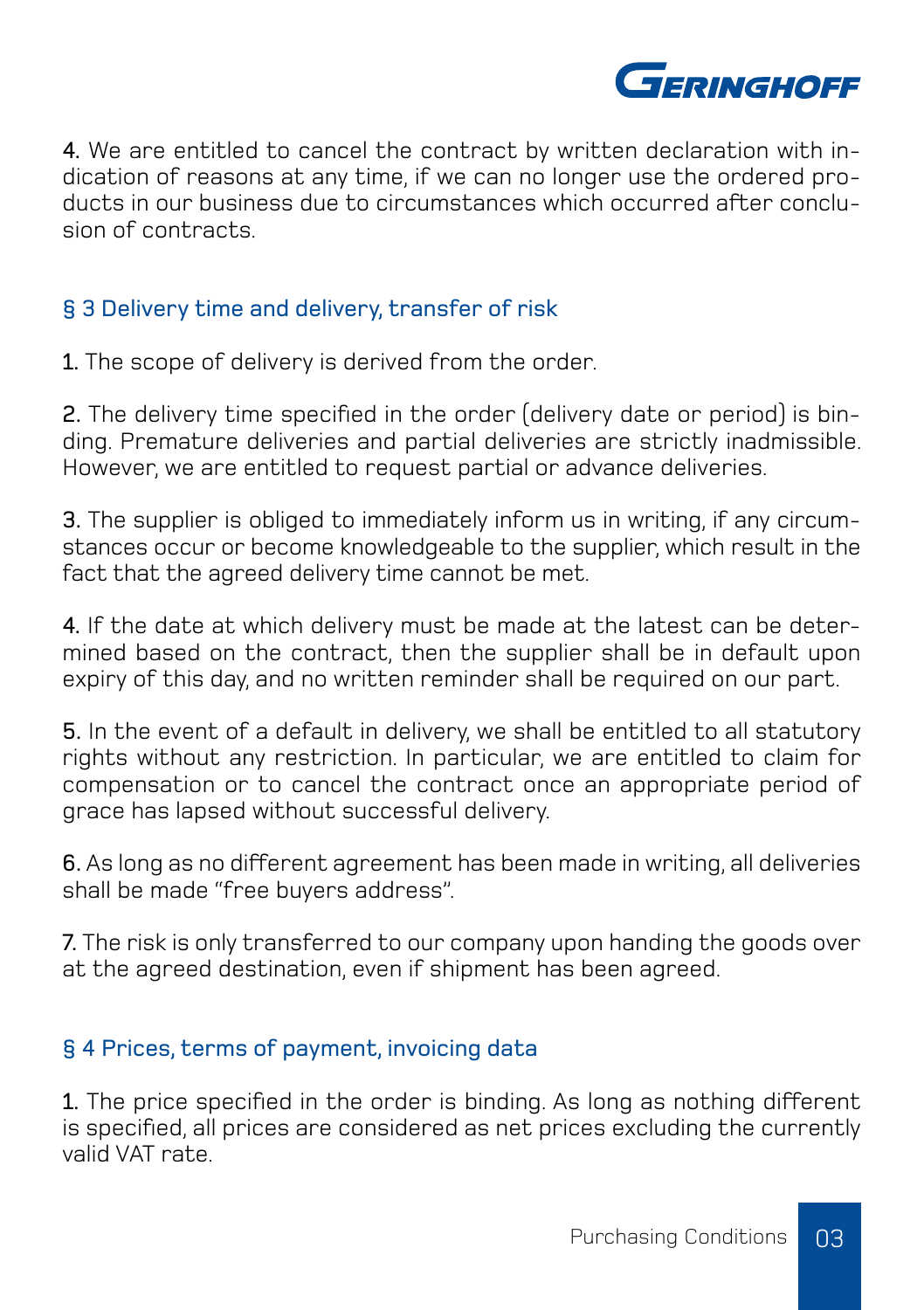**4.** We are entitled to cancel the contract by written declaration with indication of reasons at any time, if we can no longer use the ordered products in our business due to circumstances which occurred after conclusion of contracts.

## § 3 Delivery time and delivery, transfer of risk

**1.** The scope of delivery is derived from the order.

**2.** The delivery time specified in the order (delivery date or period) is binding. Premature deliveries and partial deliveries are strictly inadmissible. However, we are entitled to request partial or advance deliveries.

**3.** The supplier is obliged to immediately inform us in writing, if any circumstances occur or become knowledgeable to the supplier, which result in the fact that the agreed delivery time cannot be met.

**4.** If the date at which delivery must be made at the latest can be determined based on the contract, then the supplier shall be in default upon expiry of this day, and no written reminder shall be required on our part.

**5.** In the event of a default in delivery, we shall be entitled to all statutory rights without any restriction. In particular, we are entitled to claim for compensation or to cancel the contract once an appropriate period of grace has lapsed without successful delivery.

**6.** As long as no different agreement has been made in writing, all deliveries shall be made "free buyers address".

**7.** The risk is only transferred to our company upon handing the goods over at the agreed destination, even if shipment has been agreed.

## § 4 Prices, terms of payment, invoicing data

**1.** The price specified in the order is binding. As long as nothing different is specified, all prices are considered as net prices excluding the currently valid VAT rate.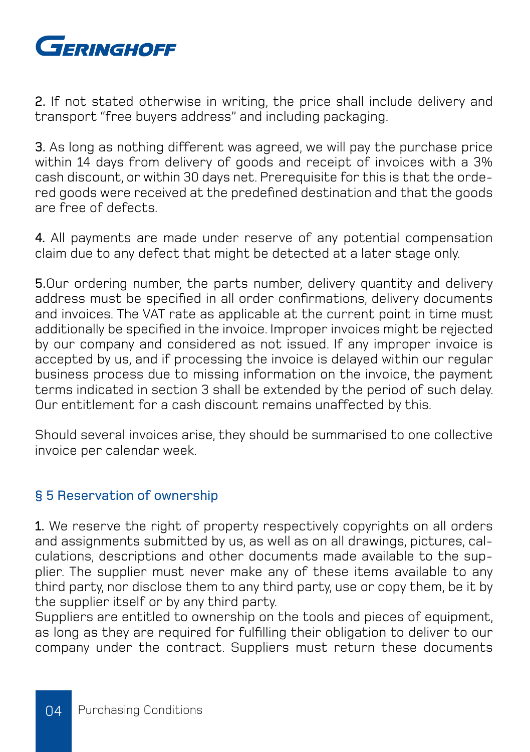**2.** If not stated otherwise in writing, the price shall include delivery and transport "free buyers address" and including packaging.

**3.** As long as nothing different was agreed, we will pay the purchase price within 14 days from delivery of goods and receipt of invoices with a 3% cash discount, or within 30 days net. Prerequisite for this is that the ordered goods were received at the predefined destination and that the goods are free of defects.

**4.** All payments are made under reserve of any potential compensation claim due to any defect that might be detected at a later stage only.

**5.**Our ordering number, the parts number, delivery quantity and delivery address must be specified in all order confirmations, delivery documents and invoices. The VAT rate as applicable at the current point in time must additionally be specified in the invoice. Improper invoices might be rejected by our company and considered as not issued. If any improper invoice is accepted by us, and if processing the invoice is delayed within our regular business process due to missing information on the invoice, the payment terms indicated in section 3 shall be extended by the period of such delay. Our entitlement for a cash discount remains unaffected by this.

Should several invoices arise, they should be summarised to one collective invoice per calendar week.

## § 5 Reservation of ownership

**1.** We reserve the right of property respectively copyrights on all orders and assignments submitted by us, as well as on all drawings, pictures, calculations, descriptions and other documents made available to the supplier. The supplier must never make any of these items available to any third party, nor disclose them to any third party, use or copy them, be it by the supplier itself or by any third party.
Suppliers are entitled to ownership on the tools and pieces of equipment, as long as they are required for fulfilling their obligation to deliver to our company under the contract. Suppliers must return these documents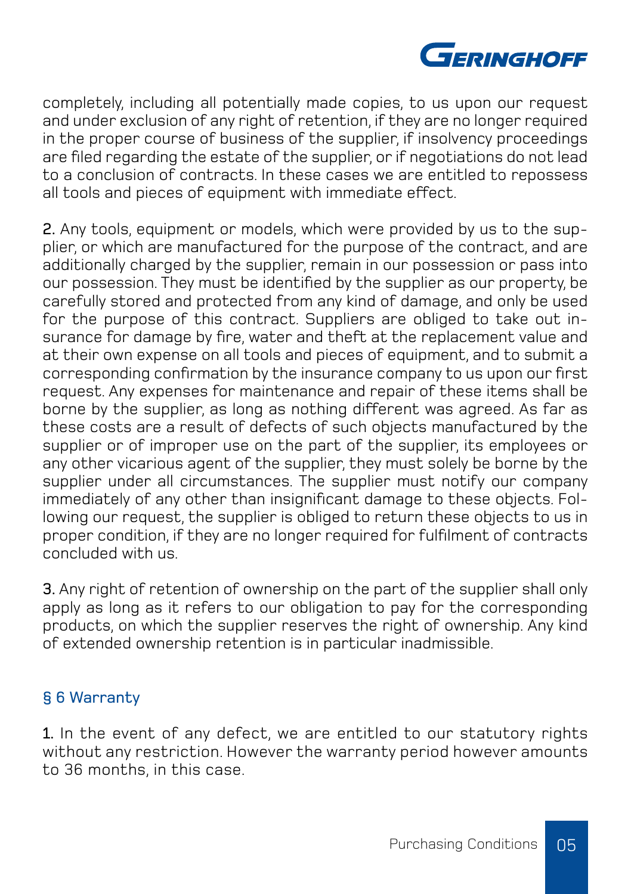completely, including all potentially made copies, to us upon our request and under exclusion of any right of retention, if they are no longer required in the proper course of business of the supplier, if insolvency proceedings are filed regarding the estate of the supplier, or if negotiations do not lead to a conclusion of contracts. In these cases we are entitled to repossess all tools and pieces of equipment with immediate effect.

**2.** Any tools, equipment or models, which were provided by us to the supplier, or which are manufactured for the purpose of the contract, and are additionally charged by the supplier, remain in our possession or pass into our possession. They must be identified by the supplier as our property, be carefully stored and protected from any kind of damage, and only be used for the purpose of this contract. Suppliers are obliged to take out insurance for damage by fire, water and theft at the replacement value and at their own expense on all tools and pieces of equipment, and to submit a corresponding confirmation by the insurance company to us upon our first request. Any expenses for maintenance and repair of these items shall be borne by the supplier, as long as nothing different was agreed. As far as these costs are a result of defects of such objects manufactured by the supplier or of improper use on the part of the supplier, its employees or any other vicarious agent of the supplier, they must solely be borne by the supplier under all circumstances. The supplier must notify our company immediately of any other than insignificant damage to these objects. Following our request, the supplier is obliged to return these objects to us in proper condition, if they are no longer required for fulfilment of contracts concluded with us.

**3.** Any right of retention of ownership on the part of the supplier shall only apply as long as it refers to our obligation to pay for the corresponding products, on which the supplier reserves the right of ownership. Any kind of extended ownership retention is in particular inadmissible.

## § 6 Warranty

**1.** In the event of any defect, we are entitled to our statutory rights without any restriction. However the warranty period however amounts to 36 months, in this case.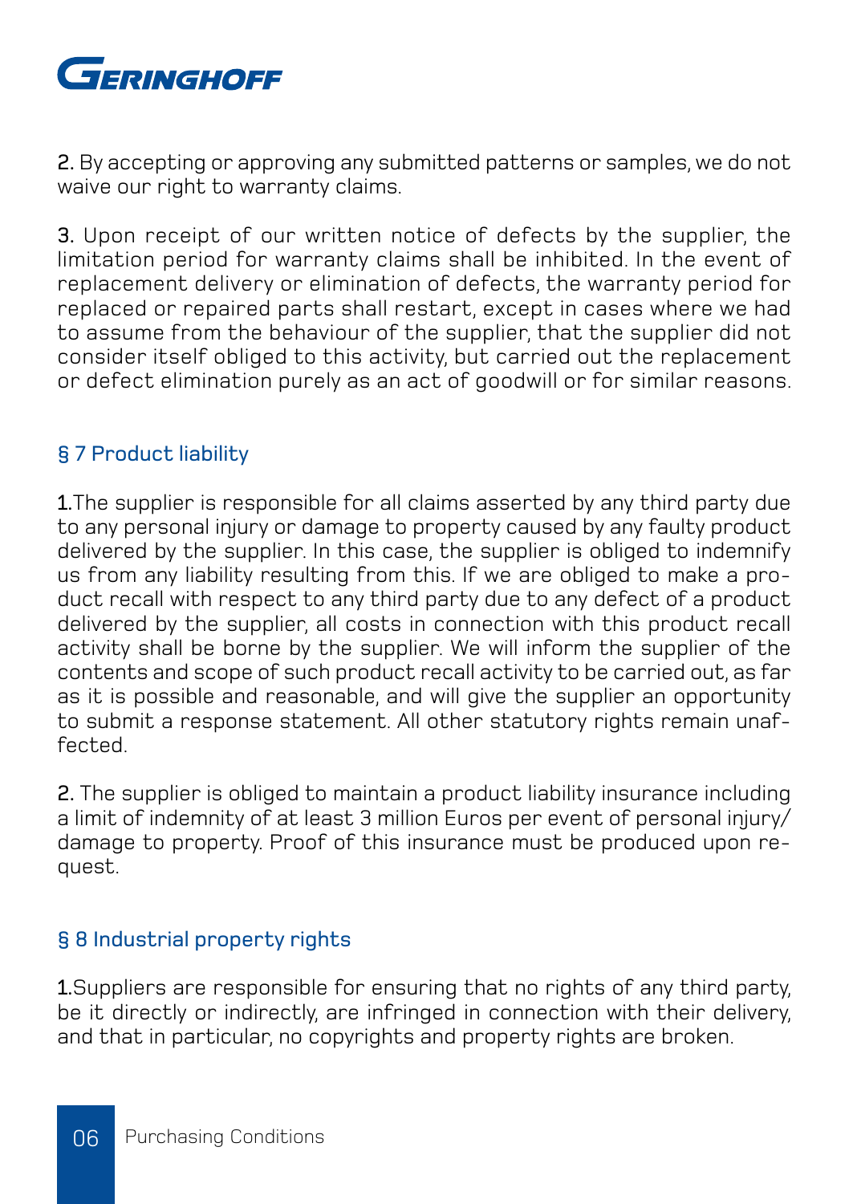2. By accepting or approving any submitted patterns or samples, we do not waive our right to warranty claims.

3. Upon receipt of our written notice of defects by the supplier, the limitation period for warranty claims shall be inhibited. In the event of replacement delivery or elimination of defects, the warranty period for replaced or repaired parts shall restart, except in cases where we had to assume from the behaviour of the supplier, that the supplier did not consider itself obliged to this activity, but carried out the replacement or defect elimination purely as an act of goodwill or for similar reasons.

## § 7 Product liability

1. The supplier is responsible for all claims asserted by any third party due to any personal injury or damage to property caused by any faulty product delivered by the supplier. In this case, the supplier is obliged to indemnify us from any liability resulting from this. If we are obliged to make a product recall with respect to any third party due to any defect of a product delivered by the supplier, all costs in connection with this product recall activity shall be borne by the supplier. We will inform the supplier of the contents and scope of such product recall activity to be carried out, as far as it is possible and reasonable, and will give the supplier an opportunity to submit a response statement. All other statutory rights remain unaffected.

2. The supplier is obliged to maintain a product liability insurance including a limit of indemnity of at least 3 million Euros per event of personal injury/damage to property. Proof of this insurance must be produced upon request.

## § 8 Industrial property rights

1. Suppliers are responsible for ensuring that no rights of any third party, be it directly or indirectly, are infringed in connection with their delivery, and that in particular, no copyrights and property rights are broken.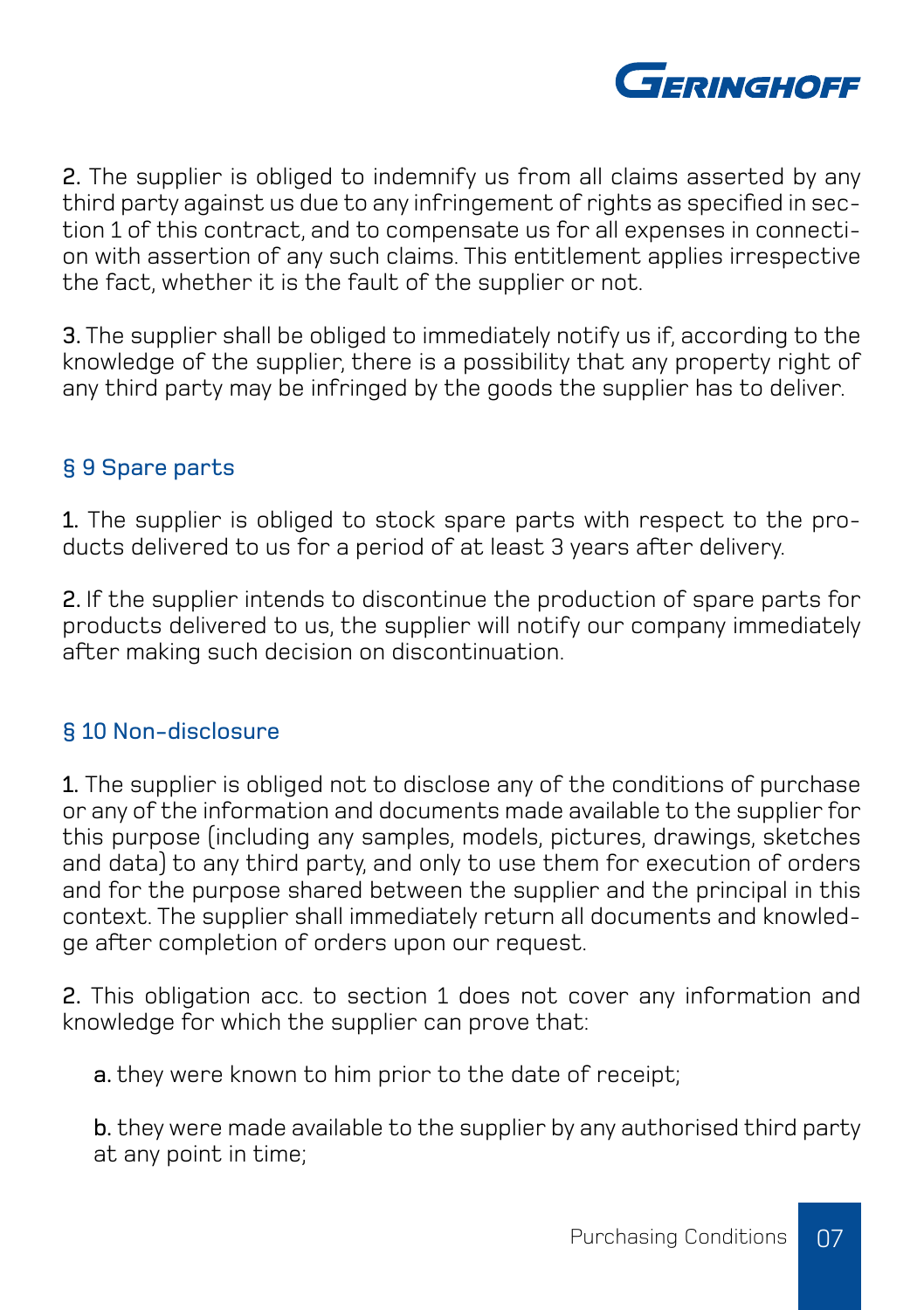**2.** The supplier is obliged to indemnify us from all claims asserted by any third party against us due to any infringement of rights as specified in section 1 of this contract, and to compensate us for all expenses in connection with assertion of any such claims. This entitlement applies irrespective the fact, whether it is the fault of the supplier or not.

**3.** The supplier shall be obliged to immediately notify us if, according to the knowledge of the supplier, there is a possibility that any property right of any third party may be infringed by the goods the supplier has to deliver.

## § 9 Spare parts

**1.** The supplier is obliged to stock spare parts with respect to the products delivered to us for a period of at least 3 years after delivery.

**2.** If the supplier intends to discontinue the production of spare parts for products delivered to us, the supplier will notify our company immediately after making such decision on discontinuation.

## § 10 Non-disclosure

**1.** The supplier is obliged not to disclose any of the conditions of purchase or any of the information and documents made available to the supplier for this purpose (including any samples, models, pictures, drawings, sketches and data) to any third party, and only to use them for execution of orders and for the purpose shared between the supplier and the principal in this context. The supplier shall immediately return all documents and knowledge after completion of orders upon our request.

**2.** This obligation acc. to section 1 does not cover any information and knowledge for which the supplier can prove that:

**a.** they were known to him prior to the date of receipt;

**b.** they were made available to the supplier by any authorised third party at any point in time;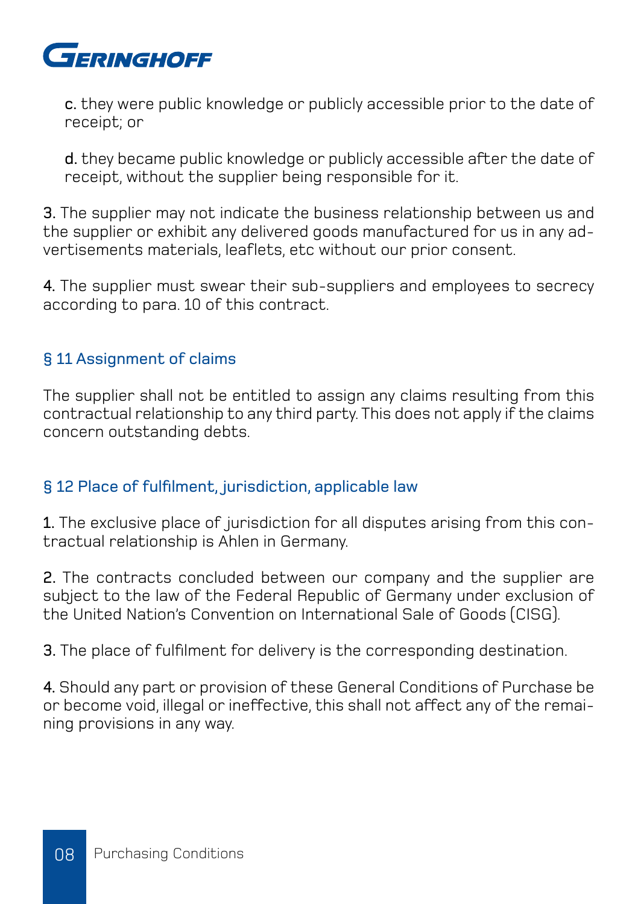**c.** they were public knowledge or publicly accessible prior to the date of receipt; or

**d.** they became public knowledge or publicly accessible after the date of receipt, without the supplier being responsible for it.

**3.** The supplier may not indicate the business relationship between us and the supplier or exhibit any delivered goods manufactured for us in any advertisements materials, leaflets, etc without our prior consent.

**4.** The supplier must swear their sub-suppliers and employees to secrecy according to para. 10 of this contract.

## § 11 Assignment of claims

The supplier shall not be entitled to assign any claims resulting from this contractual relationship to any third party. This does not apply if the claims concern outstanding debts.

## § 12 Place of fulfilment, jurisdiction, applicable law

**1.** The exclusive place of jurisdiction for all disputes arising from this contractual relationship is Ahlen in Germany.

**2.** The contracts concluded between our company and the supplier are subject to the law of the Federal Republic of Germany under exclusion of the United Nation's Convention on International Sale of Goods (CISG).

**3.** The place of fulfilment for delivery is the corresponding destination.

**4.** Should any part or provision of these General Conditions of Purchase be or become void, illegal or ineffective, this shall not affect any of the remaining provisions in any way.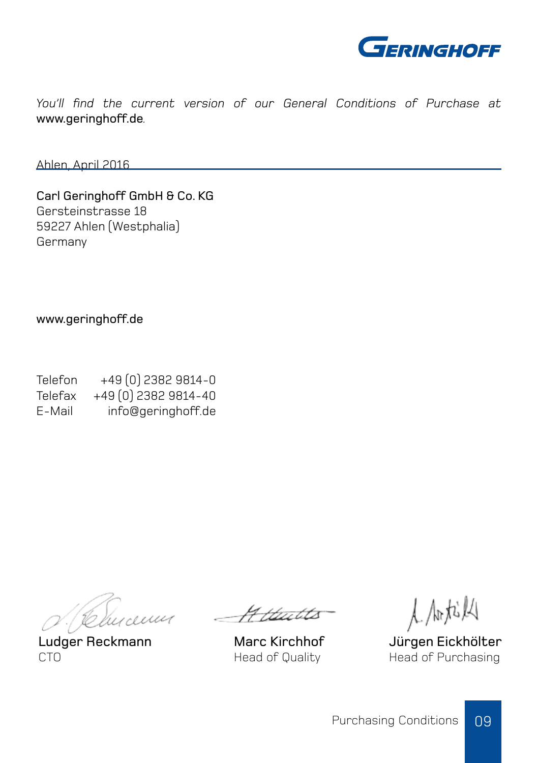*You'll find the current version of our General Conditions of Purchase at* **www.geringhoff.de**.

Ahlen, April 2016

**Carl Geringhoff GmbH & Co. KG**
Gersteinstrasse 18
59227 Ahlen (Westphalia)
Germany

**www.geringhoff.de**

| | |
|---|---|
| Telefon | +49 (0) 2382 9814-0 |
| Telefax | +49 (0) 2382 9814-40 |
| E-Mail | info@geringhoff.de |

| | | |
|---|---|---|
| **Ludger Reckmann** | **Marc Kirchhof** | **Jürgen Eickhölter** |
| CTO | Head of Quality | Head of Purchasing |